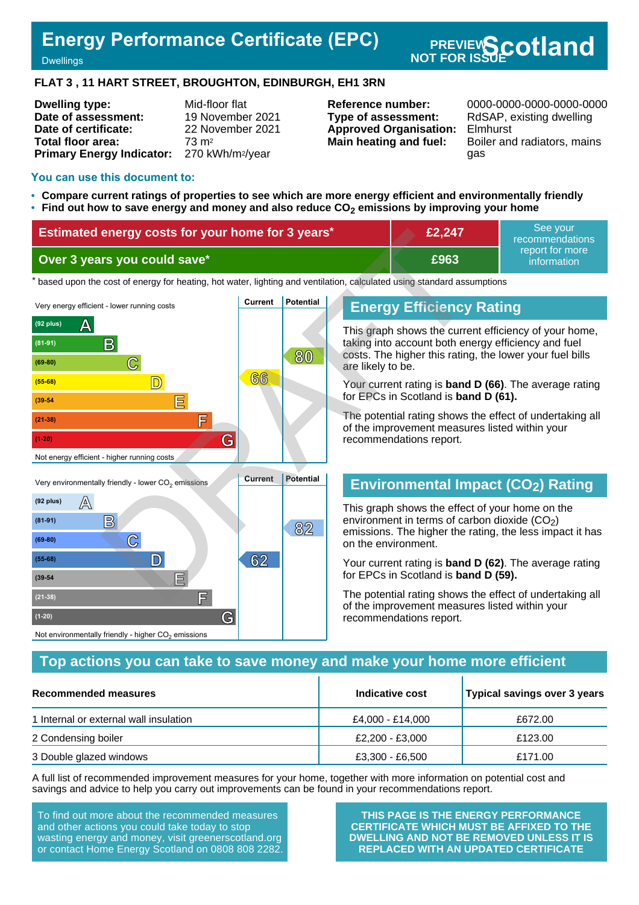# Energy Performance Certificate (EPC)

Dwellings

PREVIEW NOT FOR ISSUE **Scotland**

**FLAT 3 , 11 HART STREET, BROUGHTON, EDINBURGH, EH1 3RN**

| | |
|---|---|
| **Dwelling type:** | Mid-floor flat |
| **Date of assessment:** | 19 November 2021 |
| **Date of certificate:** | 22 November 2021 |
| **Total floor area:** | 73 m² |
| **Primary Energy Indicator:** | 270 kWh/m²/year |

| | |
|---|---|
| **Reference number:** | 0000-0000-0000-0000-0000 |
| **Type of assessment:** | RdSAP, existing dwelling |
| **Approved Organisation:** | Elmhurst |
| **Main heating and fuel:** | Boiler and radiators, mains gas |

**You can use this document to:**

- **Compare current ratings of properties to see which are more energy efficient and environmentally friendly**
- **Find out how to save energy and money and also reduce $CO_2$ emissions by improving your home**

| | | |
|---|---|---|
| **Estimated energy costs for your home for 3 years*** | **£2,247** | See your recommendations report for more information |
| **Over 3 years you could save*** | **£963** | |

\* based upon the cost of energy for heating, hot water, lighting and ventilation, calculated using standard assumptions

Very energy efficient - lower running costs

| Band | Current | Potential |
|---|---|---|
| (92 plus) A | | |
| (81-91) B | | |
| (69-80) C | | 80 |
| (55-68) D | 66 | |
| (39-54) E | | |
| (21-38) F | | |
| (1-20) G | | |

Not energy efficient - higher running costs

## Energy Efficiency Rating

This graph shows the current efficiency of your home, taking into account both energy efficiency and fuel costs. The higher this rating, the lower your fuel bills are likely to be.

Your current rating is **band D (66)**. The average rating for EPCs in Scotland is **band D (61).**

The potential rating shows the effect of undertaking all of the improvement measures listed within your recommendations report.

Very environmentally friendly - lower $CO_2$ emissions

| Band | Current | Potential |
|---|---|---|
| (92 plus) A | | |
| (81-91) B | | 82 |
| (69-80) C | | |
| (55-68) D | 62 | |
| (39-54) E | | |
| (21-38) F | | |
| (1-20) G | | |

Not environmentally friendly - higher $CO_2$ emissions

## Environmental Impact ($CO_2$) Rating

This graph shows the effect of your home on the environment in terms of carbon dioxide ($CO_2$) emissions. The higher the rating, the less impact it has on the environment.

Your current rating is **band D (62)**. The average rating for EPCs in Scotland is **band D (59).**

The potential rating shows the effect of undertaking all of the improvement measures listed within your recommendations report.

## Top actions you can take to save money and make your home more efficient

| Recommended measures | Indicative cost | Typical savings over 3 years |
|---|---|---|
| 1 Internal or external wall insulation | £4,000 - £14,000 | £672.00 |
| 2 Condensing boiler | £2,200 - £3,000 | £123.00 |
| 3 Double glazed windows | £3,300 - £6,500 | £171.00 |

A full list of recommended improvement measures for your home, together with more information on potential cost and savings and advice to help you carry out improvements can be found in your recommendations report.

To find out more about the recommended measures and other actions you could take today to stop wasting energy and money, visit greenerscotland.org or contact Home Energy Scotland on 0808 808 2282.

**THIS PAGE IS THE ENERGY PERFORMANCE CERTIFICATE WHICH MUST BE AFFIXED TO THE DWELLING AND NOT BE REMOVED UNLESS IT IS REPLACED WITH AN UPDATED CERTIFICATE**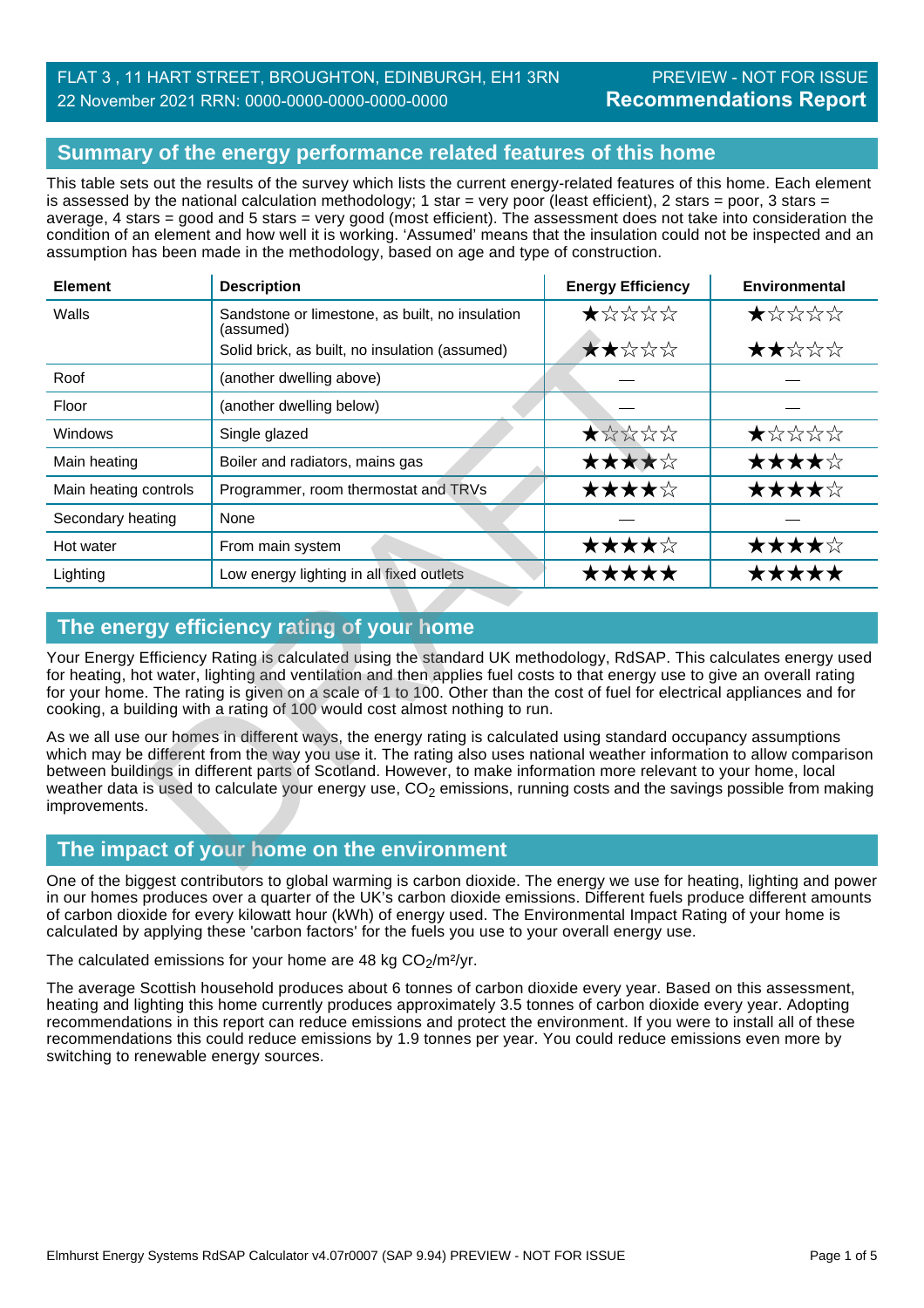FLAT 3 , 11 HART STREET, BROUGHTON, EDINBURGH, EH1 3RN
22 November 2021 RRN: 0000-0000-0000-0000-0000

PREVIEW - NOT FOR ISSUE
**Recommendations Report**

## Summary of the energy performance related features of this home

This table sets out the results of the survey which lists the current energy-related features of this home. Each element is assessed by the national calculation methodology; 1 star = very poor (least efficient), 2 stars = poor, 3 stars = average, 4 stars = good and 5 stars = very good (most efficient). The assessment does not take into consideration the condition of an element and how well it is working. 'Assumed' means that the insulation could not be inspected and an assumption has been made in the methodology, based on age and type of construction.

| Element | Description | Energy Efficiency | Environmental |
|---|---|---|---|
| Walls | Sandstone or limestone, as built, no insulation (assumed) | ★☆☆☆☆ | ★☆☆☆☆ |
| | Solid brick, as built, no insulation (assumed) | ★★☆☆☆ | ★★☆☆☆ |
| Roof | (another dwelling above) | — | — |
| Floor | (another dwelling below) | — | — |
| Windows | Single glazed | ★☆☆☆☆ | ★☆☆☆☆ |
| Main heating | Boiler and radiators, mains gas | ★★★★☆ | ★★★★☆ |
| Main heating controls | Programmer, room thermostat and TRVs | ★★★★☆ | ★★★★☆ |
| Secondary heating | None | — | — |
| Hot water | From main system | ★★★★☆ | ★★★★☆ |
| Lighting | Low energy lighting in all fixed outlets | ★★★★★ | ★★★★★ |

## The energy efficiency rating of your home

Your Energy Efficiency Rating is calculated using the standard UK methodology, RdSAP. This calculates energy used for heating, hot water, lighting and ventilation and then applies fuel costs to that energy use to give an overall rating for your home. The rating is given on a scale of 1 to 100. Other than the cost of fuel for electrical appliances and for cooking, a building with a rating of 100 would cost almost nothing to run.

As we all use our homes in different ways, the energy rating is calculated using standard occupancy assumptions which may be different from the way you use it. The rating also uses national weather information to allow comparison between buildings in different parts of Scotland. However, to make information more relevant to your home, local weather data is used to calculate your energy use, $CO_2$ emissions, running costs and the savings possible from making improvements.

## The impact of your home on the environment

One of the biggest contributors to global warming is carbon dioxide. The energy we use for heating, lighting and power in our homes produces over a quarter of the UK's carbon dioxide emissions. Different fuels produce different amounts of carbon dioxide for every kilowatt hour (kWh) of energy used. The Environmental Impact Rating of your home is calculated by applying these 'carbon factors' for the fuels you use to your overall energy use.

The calculated emissions for your home are 48 kg $CO_2/m^2/yr$.

The average Scottish household produces about 6 tonnes of carbon dioxide every year. Based on this assessment, heating and lighting this home currently produces approximately 3.5 tonnes of carbon dioxide every year. Adopting recommendations in this report can reduce emissions and protect the environment. If you were to install all of these recommendations this could reduce emissions by 1.9 tonnes per year. You could reduce emissions even more by switching to renewable energy sources.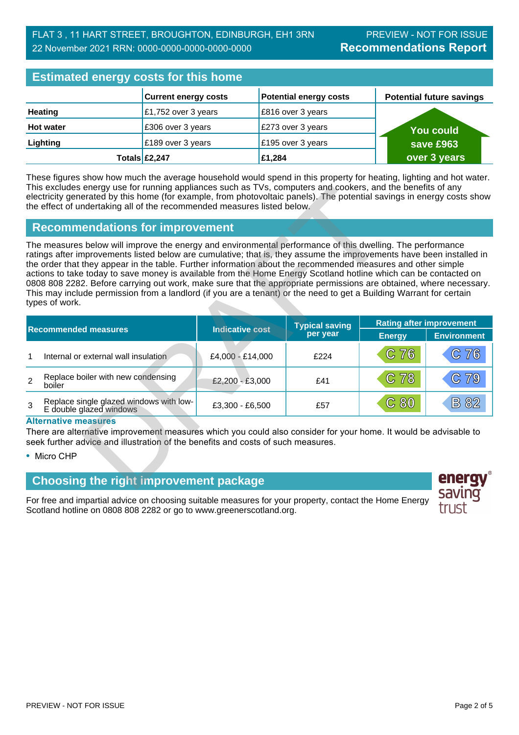FLAT 3 , 11 HART STREET, BROUGHTON, EDINBURGH, EH1 3RN
22 November 2021 RRN: 0000-0000-0000-0000-0000

PREVIEW - NOT FOR ISSUE
**Recommendations Report**

## Estimated energy costs for this home

| | Current energy costs | Potential energy costs | Potential future savings |
|---|---|---|---|
| **Heating** | £1,752 over 3 years | £816 over 3 years | You could save £963 over 3 years |
| **Hot water** | £306 over 3 years | £273 over 3 years | |
| **Lighting** | £189 over 3 years | £195 over 3 years | |
| **Totals** | **£2,247** | **£1,284** | |

These figures show how much the average household would spend in this property for heating, lighting and hot water. This excludes energy use for running appliances such as TVs, computers and cookers, and the benefits of any electricity generated by this home (for example, from photovoltaic panels). The potential savings in energy costs show the effect of undertaking all of the recommended measures listed below.

## Recommendations for improvement

The measures below will improve the energy and environmental performance of this dwelling. The performance ratings after improvements listed below are cumulative; that is, they assume the improvements have been installed in the order that they appear in the table. Further information about the recommended measures and other simple actions to take today to save money is available from the Home Energy Scotland hotline which can be contacted on 0808 808 2282. Before carrying out work, make sure that the appropriate permissions are obtained, where necessary. This may include permission from a landlord (if you are a tenant) or the need to get a Building Warrant for certain types of work.

| | Recommended measures | Indicative cost | Typical saving per year | Rating after improvement | |
|---|---|---|---|---|---|
| | | | | Energy | Environment |
| 1 | Internal or external wall insulation | £4,000 - £14,000 | £224 | C 76 | C 76 |
| 2 | Replace boiler with new condensing boiler | £2,200 - £3,000 | £41 | C 78 | C 79 |
| 3 | Replace single glazed windows with low-E double glazed windows | £3,300 - £6,500 | £57 | C 80 | B 82 |

### Alternative measures

There are alternative improvement measures which you could also consider for your home. It would be advisable to seek further advice and illustration of the benefits and costs of such measures.

- Micro CHP

## Choosing the right improvement package

For free and impartial advice on choosing suitable measures for your property, contact the Home Energy Scotland hotline on 0808 808 2282 or go to www.greenerscotland.org.

energy saving trust®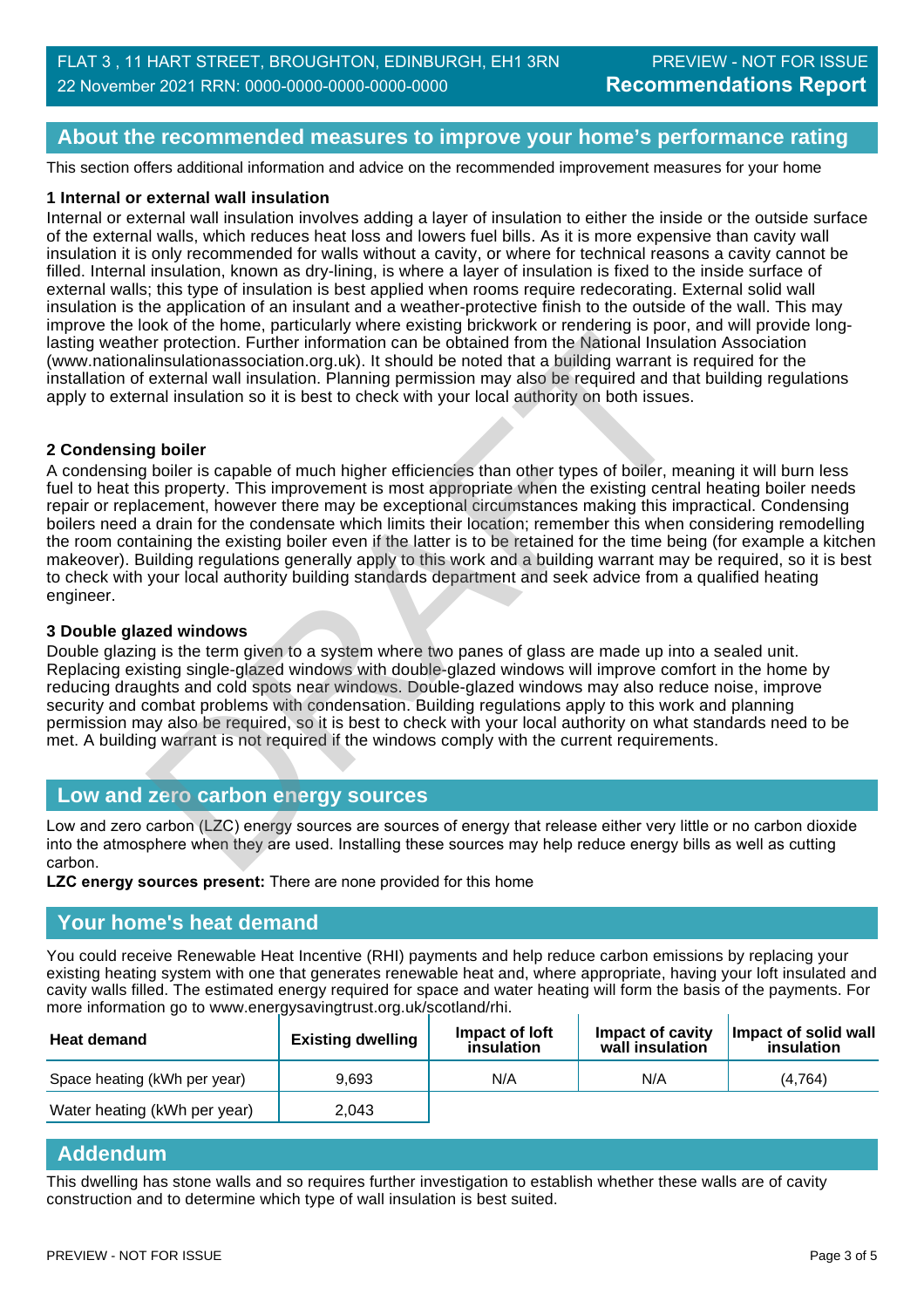## About the recommended measures to improve your home's performance rating

This section offers additional information and advice on the recommended improvement measures for your home

### 1 Internal or external wall insulation

Internal or external wall insulation involves adding a layer of insulation to either the inside or the outside surface of the external walls, which reduces heat loss and lowers fuel bills. As it is more expensive than cavity wall insulation it is only recommended for walls without a cavity, or where for technical reasons a cavity cannot be filled. Internal insulation, known as dry-lining, is where a layer of insulation is fixed to the inside surface of external walls; this type of insulation is best applied when rooms require redecorating. External solid wall insulation is the application of an insulant and a weather-protective finish to the outside of the wall. This may improve the look of the home, particularly where existing brickwork or rendering is poor, and will provide long-lasting weather protection. Further information can be obtained from the National Insulation Association (www.nationalinsulationassociation.org.uk). It should be noted that a building warrant is required for the installation of external wall insulation. Planning permission may also be required and that building regulations apply to external insulation so it is best to check with your local authority on both issues.

### 2 Condensing boiler

A condensing boiler is capable of much higher efficiencies than other types of boiler, meaning it will burn less fuel to heat this property. This improvement is most appropriate when the existing central heating boiler needs repair or replacement, however there may be exceptional circumstances making this impractical. Condensing boilers need a drain for the condensate which limits their location; remember this when considering remodelling the room containing the existing boiler even if the latter is to be retained for the time being (for example a kitchen makeover). Building regulations generally apply to this work and a building warrant may be required, so it is best to check with your local authority building standards department and seek advice from a qualified heating engineer.

### 3 Double glazed windows

Double glazing is the term given to a system where two panes of glass are made up into a sealed unit. Replacing existing single-glazed windows with double-glazed windows will improve comfort in the home by reducing draughts and cold spots near windows. Double-glazed windows may also reduce noise, improve security and combat problems with condensation. Building regulations apply to this work and planning permission may also be required, so it is best to check with your local authority on what standards need to be met. A building warrant is not required if the windows comply with the current requirements.

## Low and zero carbon energy sources

Low and zero carbon (LZC) energy sources are sources of energy that release either very little or no carbon dioxide into the atmosphere when they are used. Installing these sources may help reduce energy bills as well as cutting carbon.

**LZC energy sources present:** There are none provided for this home

## Your home's heat demand

You could receive Renewable Heat Incentive (RHI) payments and help reduce carbon emissions by replacing your existing heating system with one that generates renewable heat and, where appropriate, having your loft insulated and cavity walls filled. The estimated energy required for space and water heating will form the basis of the payments. For more information go to www.energysavingtrust.org.uk/scotland/rhi.

| Heat demand | Existing dwelling | Impact of loft insulation | Impact of cavity wall insulation | Impact of solid wall insulation |
|---|---|---|---|---|
| Space heating (kWh per year) | 9,693 | N/A | N/A | (4,764) |
| Water heating (kWh per year) | 2,043 | | | |

## Addendum

This dwelling has stone walls and so requires further investigation to establish whether these walls are of cavity construction and to determine which type of wall insulation is best suited.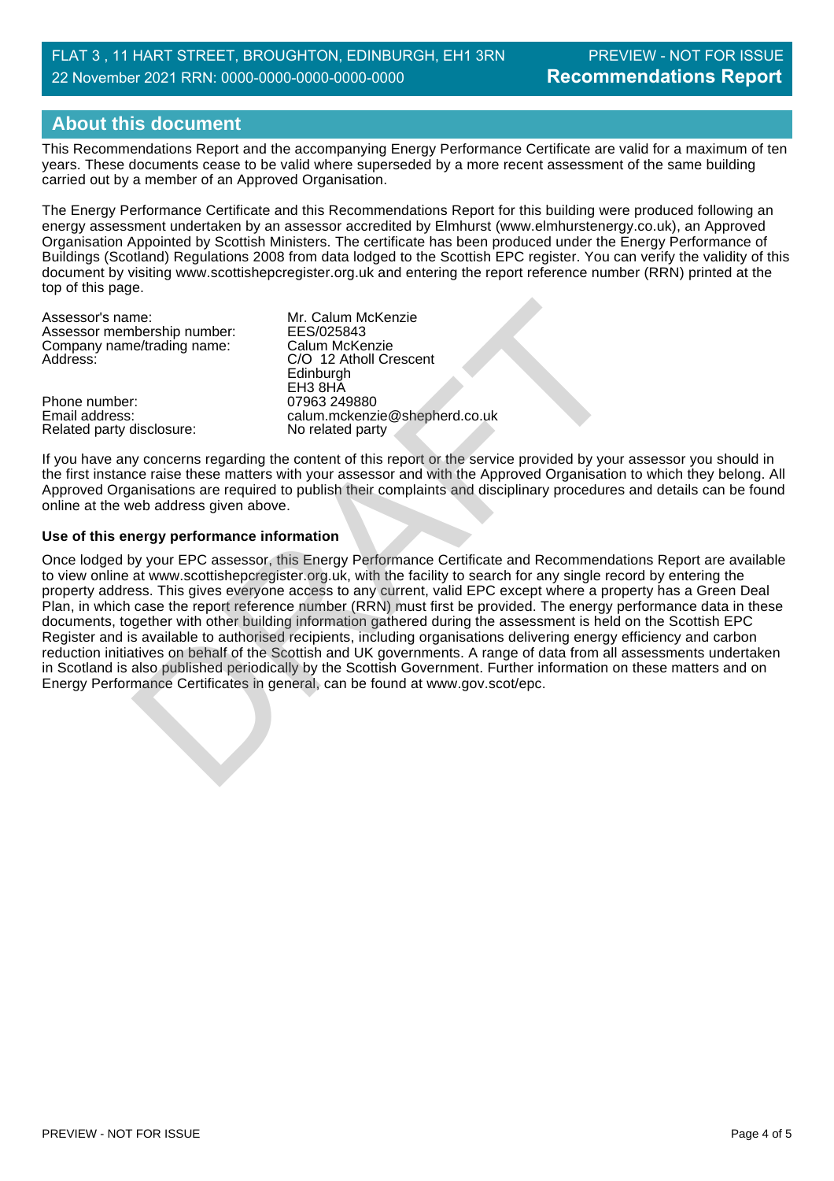## About this document

This Recommendations Report and the accompanying Energy Performance Certificate are valid for a maximum of ten years. These documents cease to be valid where superseded by a more recent assessment of the same building carried out by a member of an Approved Organisation.

The Energy Performance Certificate and this Recommendations Report for this building were produced following an energy assessment undertaken by an assessor accredited by Elmhurst (www.elmhurstenergy.co.uk), an Approved Organisation Appointed by Scottish Ministers. The certificate has been produced under the Energy Performance of Buildings (Scotland) Regulations 2008 from data lodged to the Scottish EPC register. You can verify the validity of this document by visiting www.scottishepcregister.org.uk and entering the report reference number (RRN) printed at the top of this page.

| | |
|---|---|
| Assessor's name: | Mr. Calum McKenzie |
| Assessor membership number: | EES/025843 |
| Company name/trading name: | Calum McKenzie |
| Address: | C/O 12 Atholl Crescent<br>Edinburgh<br>EH3 8HA |
| Phone number: | 07963 249880 |
| Email address: | calum.mckenzie@shepherd.co.uk |
| Related party disclosure: | No related party |

If you have any concerns regarding the content of this report or the service provided by your assessor you should in the first instance raise these matters with your assessor and with the Approved Organisation to which they belong. All Approved Organisations are required to publish their complaints and disciplinary procedures and details can be found online at the web address given above.

**Use of this energy performance information**

Once lodged by your EPC assessor, this Energy Performance Certificate and Recommendations Report are available to view online at www.scottishepcregister.org.uk, with the facility to search for any single record by entering the property address. This gives everyone access to any current, valid EPC except where a property has a Green Deal Plan, in which case the report reference number (RRN) must first be provided. The energy performance data in these documents, together with other building information gathered during the assessment is held on the Scottish EPC Register and is available to authorised recipients, including organisations delivering energy efficiency and carbon reduction initiatives on behalf of the Scottish and UK governments. A range of data from all assessments undertaken in Scotland is also published periodically by the Scottish Government. Further information on these matters and on Energy Performance Certificates in general, can be found at www.gov.scot/epc.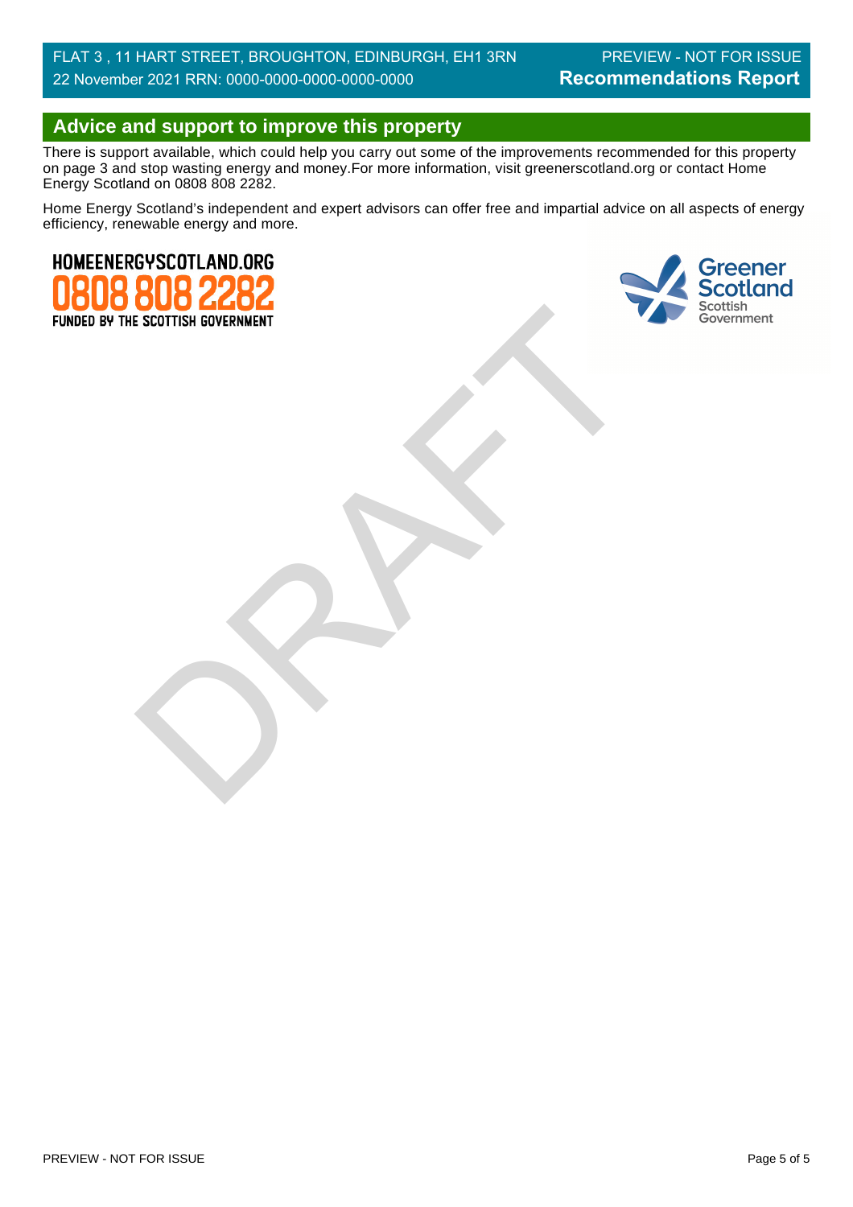## Advice and support to improve this property

There is support available, which could help you carry out some of the improvements recommended for this property on page 3 and stop wasting energy and money.For more information, visit greenerscotland.org or contact Home Energy Scotland on 0808 808 2282.

Home Energy Scotland's independent and expert advisors can offer free and impartial advice on all aspects of energy efficiency, renewable energy and more.

HOMEENERGYSCOTLAND.ORG
0808 808 2282
FUNDED BY THE SCOTTISH GOVERNMENT

Greener Scotland
Scottish Government